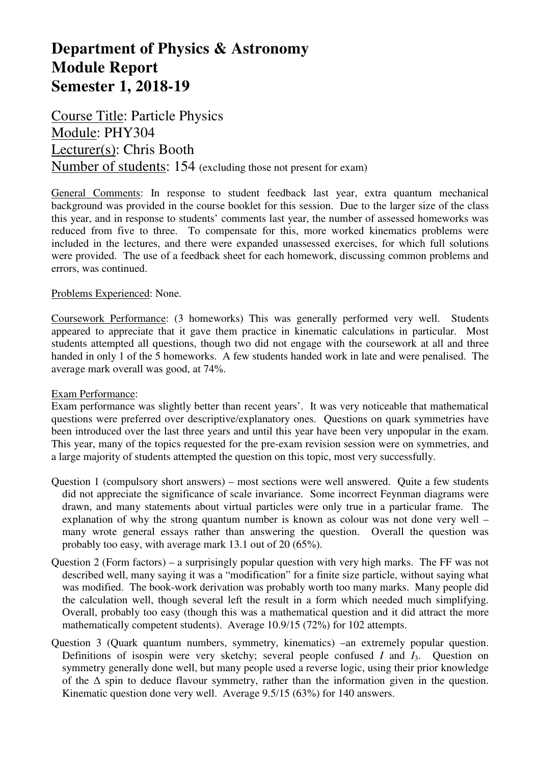# Department of Physics & Astronomy
# Module Report
# Semester 1, 2018-19

Course Title: Particle Physics
Module: PHY304
Lecturer(s): Chris Booth
Number of students: 154 (excluding those not present for exam)

General Comments: In response to student feedback last year, extra quantum mechanical background was provided in the course booklet for this session. Due to the larger size of the class this year, and in response to students' comments last year, the number of assessed homeworks was reduced from five to three. To compensate for this, more worked kinematics problems were included in the lectures, and there were expanded unassessed exercises, for which full solutions were provided. The use of a feedback sheet for each homework, discussing common problems and errors, was continued.

Problems Experienced: None.

Coursework Performance: (3 homeworks) This was generally performed very well. Students appeared to appreciate that it gave them practice in kinematic calculations in particular. Most students attempted all questions, though two did not engage with the coursework at all and three handed in only 1 of the 5 homeworks. A few students handed work in late and were penalised. The average mark overall was good, at 74%.

Exam Performance:
Exam performance was slightly better than recent years'. It was very noticeable that mathematical questions were preferred over descriptive/explanatory ones. Questions on quark symmetries have been introduced over the last three years and until this year have been very unpopular in the exam. This year, many of the topics requested for the pre-exam revision session were on symmetries, and a large majority of students attempted the question on this topic, most very successfully.

Question 1 (compulsory short answers) – most sections were well answered. Quite a few students did not appreciate the significance of scale invariance. Some incorrect Feynman diagrams were drawn, and many statements about virtual particles were only true in a particular frame. The explanation of why the strong quantum number is known as colour was not done very well – many wrote general essays rather than answering the question. Overall the question was probably too easy, with average mark 13.1 out of 20 (65%).

Question 2 (Form factors) – a surprisingly popular question with very high marks. The FF was not described well, many saying it was a "modification" for a finite size particle, without saying what was modified. The book-work derivation was probably worth too many marks. Many people did the calculation well, though several left the result in a form which needed much simplifying. Overall, probably too easy (though this was a mathematical question and it did attract the more mathematically competent students). Average 10.9/15 (72%) for 102 attempts.

Question 3 (Quark quantum numbers, symmetry, kinematics) –an extremely popular question. Definitions of isospin were very sketchy; several people confused $I$ and $I_3$. Question on symmetry generally done well, but many people used a reverse logic, using their prior knowledge of the $\Delta$ spin to deduce flavour symmetry, rather than the information given in the question. Kinematic question done very well. Average 9.5/15 (63%) for 140 answers.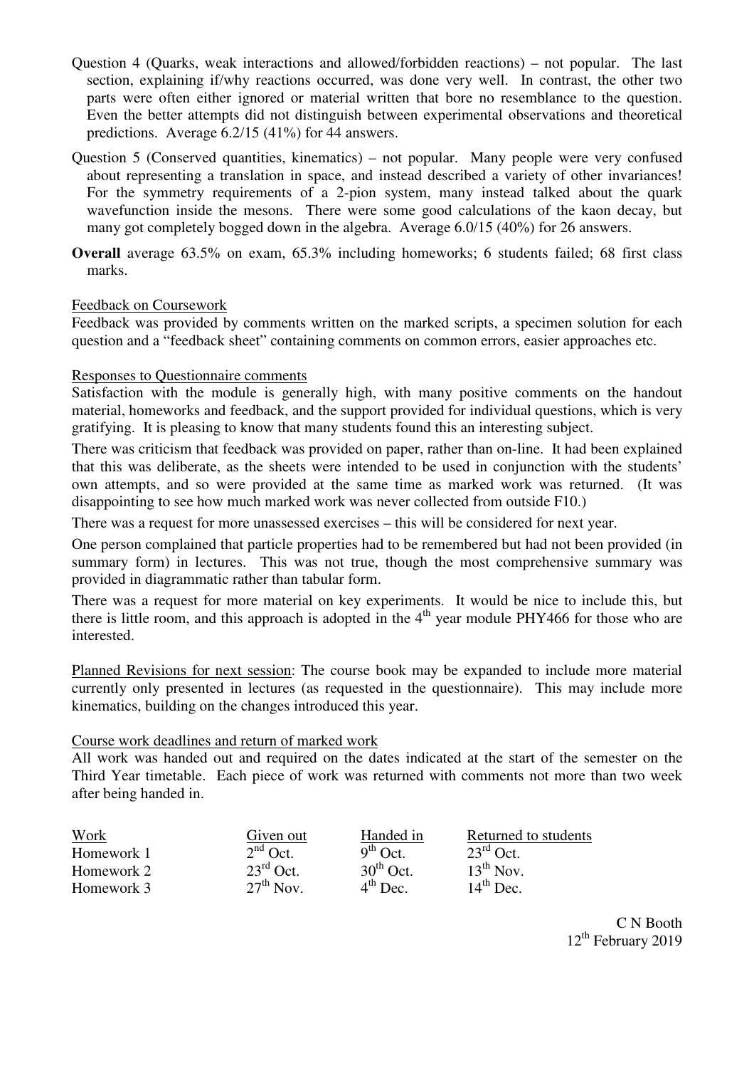Question 4 (Quarks, weak interactions and allowed/forbidden reactions) – not popular. The last section, explaining if/why reactions occurred, was done very well. In contrast, the other two parts were often either ignored or material written that bore no resemblance to the question. Even the better attempts did not distinguish between experimental observations and theoretical predictions. Average 6.2/15 (41%) for 44 answers.

Question 5 (Conserved quantities, kinematics) – not popular. Many people were very confused about representing a translation in space, and instead described a variety of other invariances! For the symmetry requirements of a 2-pion system, many instead talked about the quark wavefunction inside the mesons. There were some good calculations of the kaon decay, but many got completely bogged down in the algebra. Average 6.0/15 (40%) for 26 answers.

**Overall** average 63.5% on exam, 65.3% including homeworks; 6 students failed; 68 first class marks.

Feedback on Coursework

Feedback was provided by comments written on the marked scripts, a specimen solution for each question and a "feedback sheet" containing comments on common errors, easier approaches etc.

Responses to Questionnaire comments

Satisfaction with the module is generally high, with many positive comments on the handout material, homeworks and feedback, and the support provided for individual questions, which is very gratifying. It is pleasing to know that many students found this an interesting subject.

There was criticism that feedback was provided on paper, rather than on-line. It had been explained that this was deliberate, as the sheets were intended to be used in conjunction with the students' own attempts, and so were provided at the same time as marked work was returned. (It was disappointing to see how much marked work was never collected from outside F10.)

There was a request for more unassessed exercises – this will be considered for next year.

One person complained that particle properties had to be remembered but had not been provided (in summary form) in lectures. This was not true, though the most comprehensive summary was provided in diagrammatic rather than tabular form.

There was a request for more material on key experiments. It would be nice to include this, but there is little room, and this approach is adopted in the 4th year module PHY466 for those who are interested.

Planned Revisions for next session: The course book may be expanded to include more material currently only presented in lectures (as requested in the questionnaire). This may include more kinematics, building on the changes introduced this year.

Course work deadlines and return of marked work

All work was handed out and required on the dates indicated at the start of the semester on the Third Year timetable. Each piece of work was returned with comments not more than two week after being handed in.

| Work | Given out | Handed in | Returned to students |
|---|---|---|---|
| Homework 1 | 2nd Oct. | 9th Oct. | 23rd Oct. |
| Homework 2 | 23rd Oct. | 30th Oct. | 13th Nov. |
| Homework 3 | 27th Nov. | 4th Dec. | 14th Dec. |

C N Booth
12th February 2019